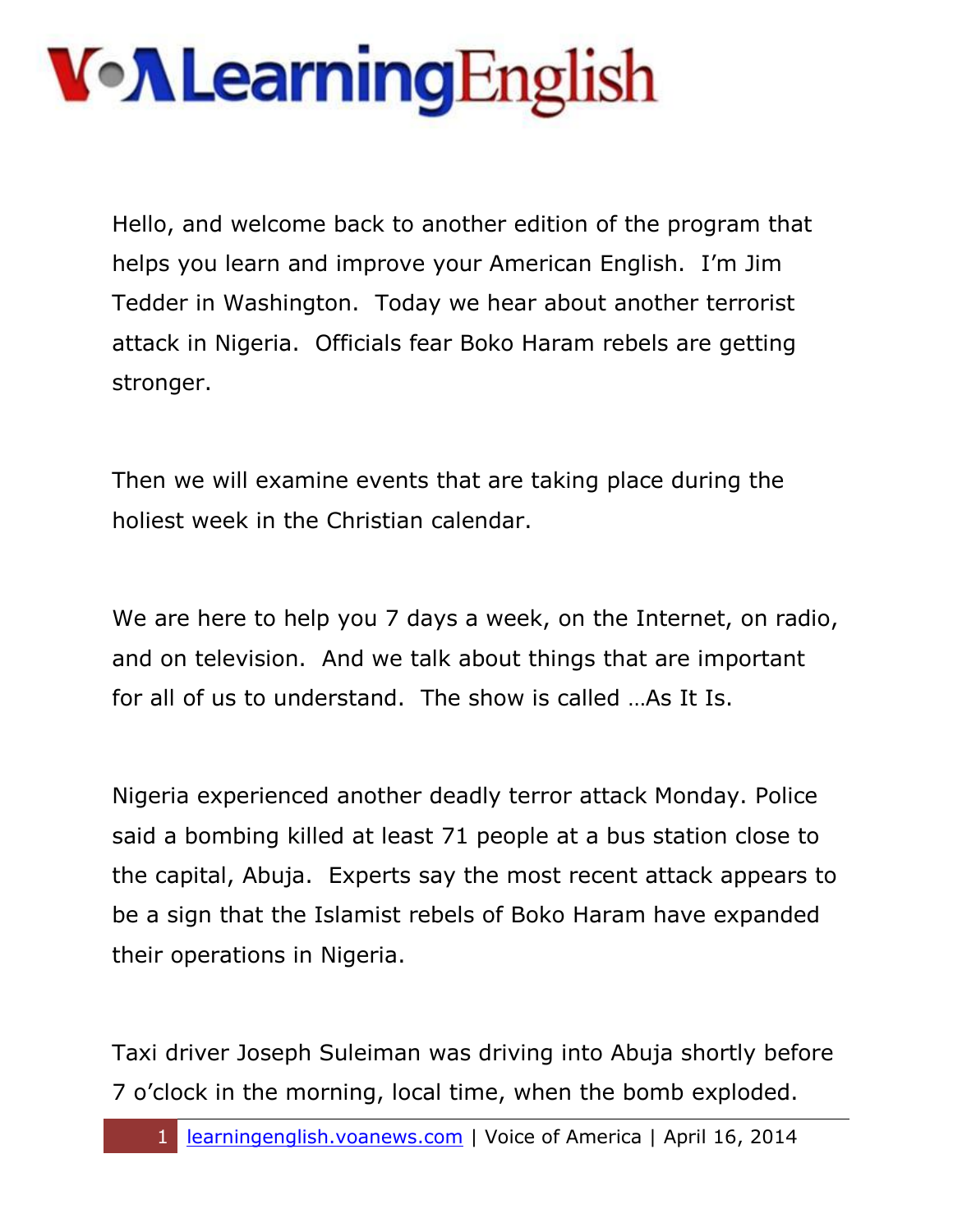# VOA LearningEnglish

Hello, and welcome back to another edition of the program that helps you learn and improve your American English. I'm Jim Tedder in Washington. Today we hear about another terrorist attack in Nigeria. Officials fear Boko Haram rebels are getting stronger.

Then we will examine events that are taking place during the holiest week in the Christian calendar.

We are here to help you 7 days a week, on the Internet, on radio, and on television. And we talk about things that are important for all of us to understand. The show is called …As It Is.

Nigeria experienced another deadly terror attack Monday. Police said a bombing killed at least 71 people at a bus station close to the capital, Abuja. Experts say the most recent attack appears to be a sign that the Islamist rebels of Boko Haram have expanded their operations in Nigeria.

Taxi driver Joseph Suleiman was driving into Abuja shortly before 7 o'clock in the morning, local time, when the bomb exploded.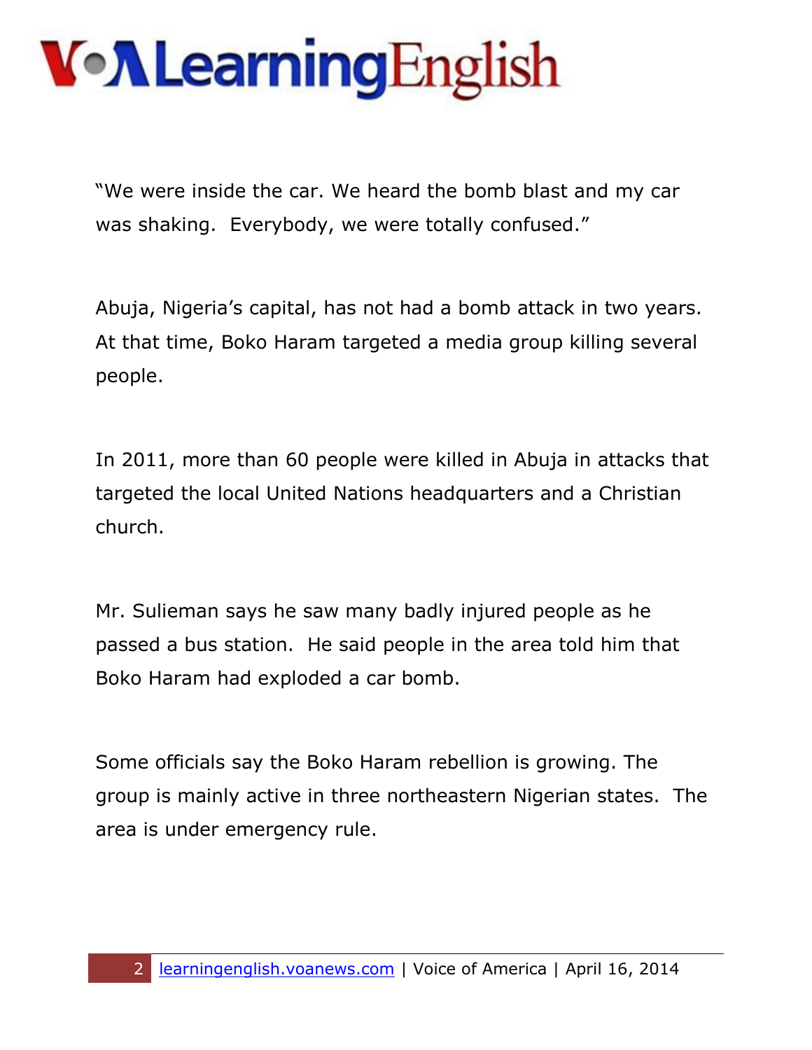"We were inside the car. We heard the bomb blast and my car was shaking.  Everybody, we were totally confused."

Abuja, Nigeria's capital, has not had a bomb attack in two years. At that time, Boko Haram targeted a media group killing several people.

In 2011, more than 60 people were killed in Abuja in attacks that targeted the local United Nations headquarters and a Christian church.

Mr. Sulieman says he saw many badly injured people as he passed a bus station.  He said people in the area told him that Boko Haram had exploded a car bomb.

Some officials say the Boko Haram rebellion is growing. The group is mainly active in three northeastern Nigerian states.  The area is under emergency rule.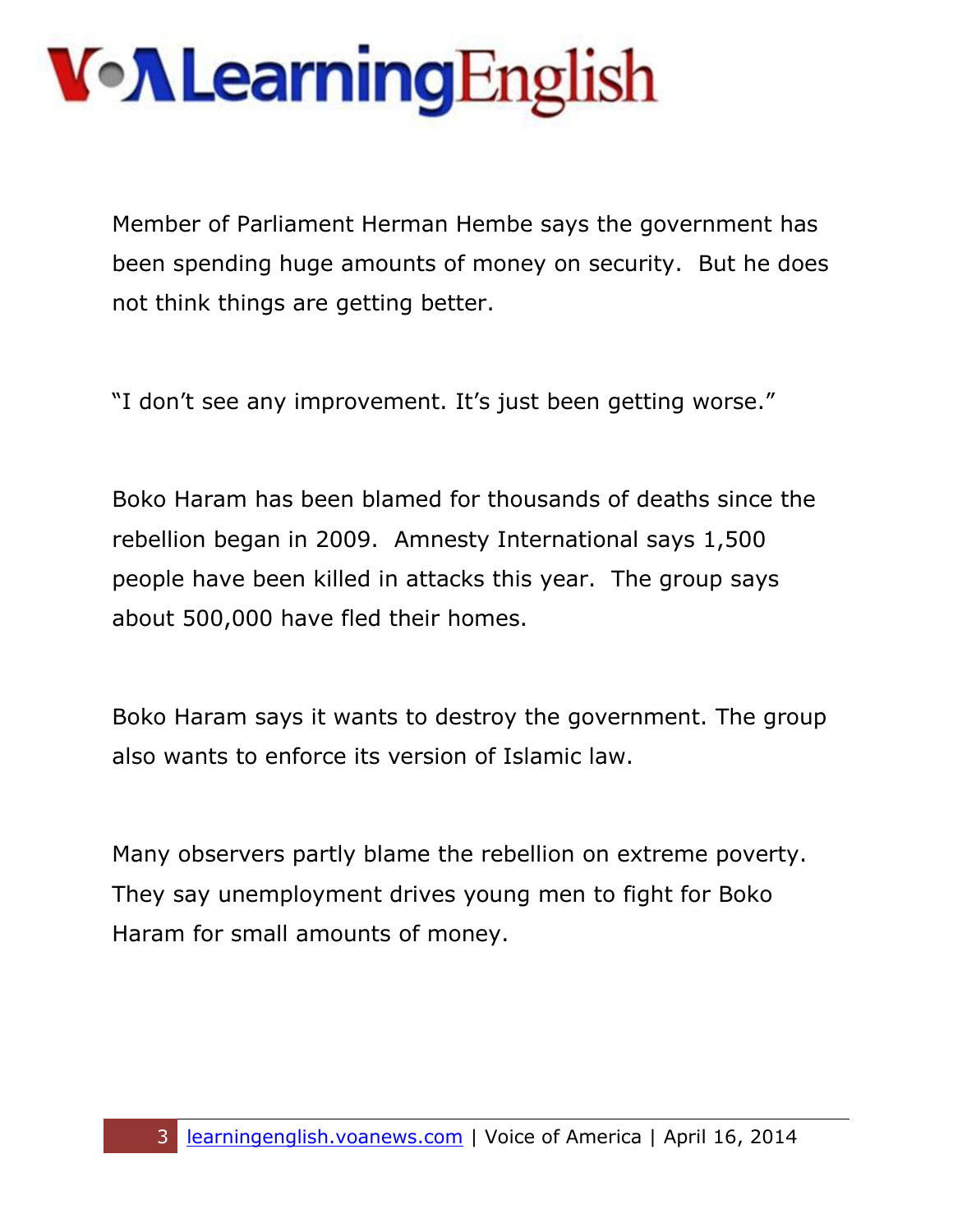Member of Parliament Herman Hembe says the government has been spending huge amounts of money on security. But he does not think things are getting better.

"I don't see any improvement. It's just been getting worse."

Boko Haram has been blamed for thousands of deaths since the rebellion began in 2009. Amnesty International says 1,500 people have been killed in attacks this year. The group says about 500,000 have fled their homes.

Boko Haram says it wants to destroy the government. The group also wants to enforce its version of Islamic law.

Many observers partly blame the rebellion on extreme poverty. They say unemployment drives young men to fight for Boko Haram for small amounts of money.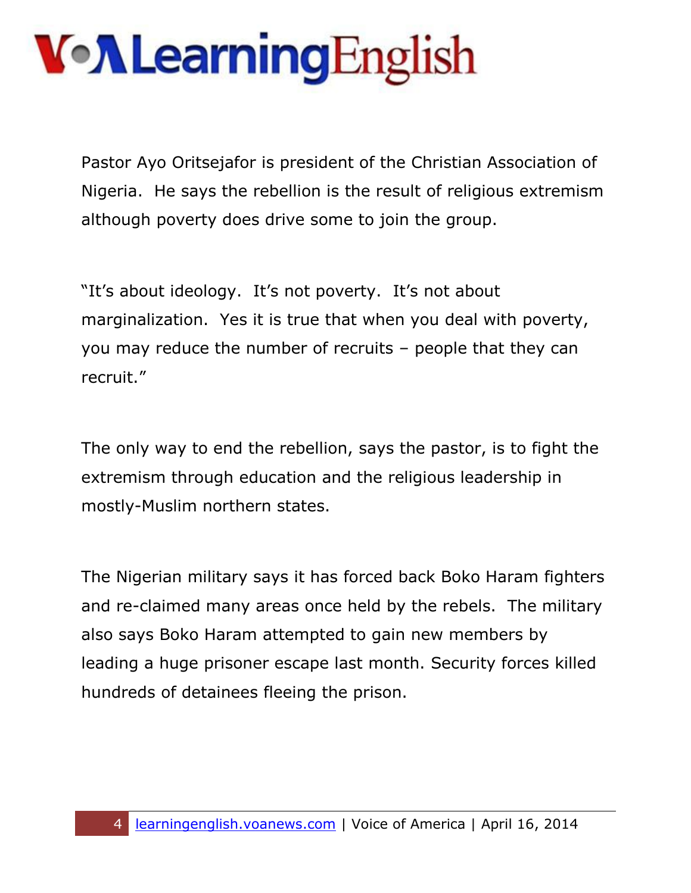Pastor Ayo Oritsejafor is president of the Christian Association of Nigeria.  He says the rebellion is the result of religious extremism although poverty does drive some to join the group.

"It's about ideology.  It's not poverty.  It's not about marginalization.  Yes it is true that when you deal with poverty, you may reduce the number of recruits – people that they can recruit."

The only way to end the rebellion, says the pastor, is to fight the extremism through education and the religious leadership in mostly-Muslim northern states.

The Nigerian military says it has forced back Boko Haram fighters and re-claimed many areas once held by the rebels.  The military also says Boko Haram attempted to gain new members by leading a huge prisoner escape last month. Security forces killed hundreds of detainees fleeing the prison.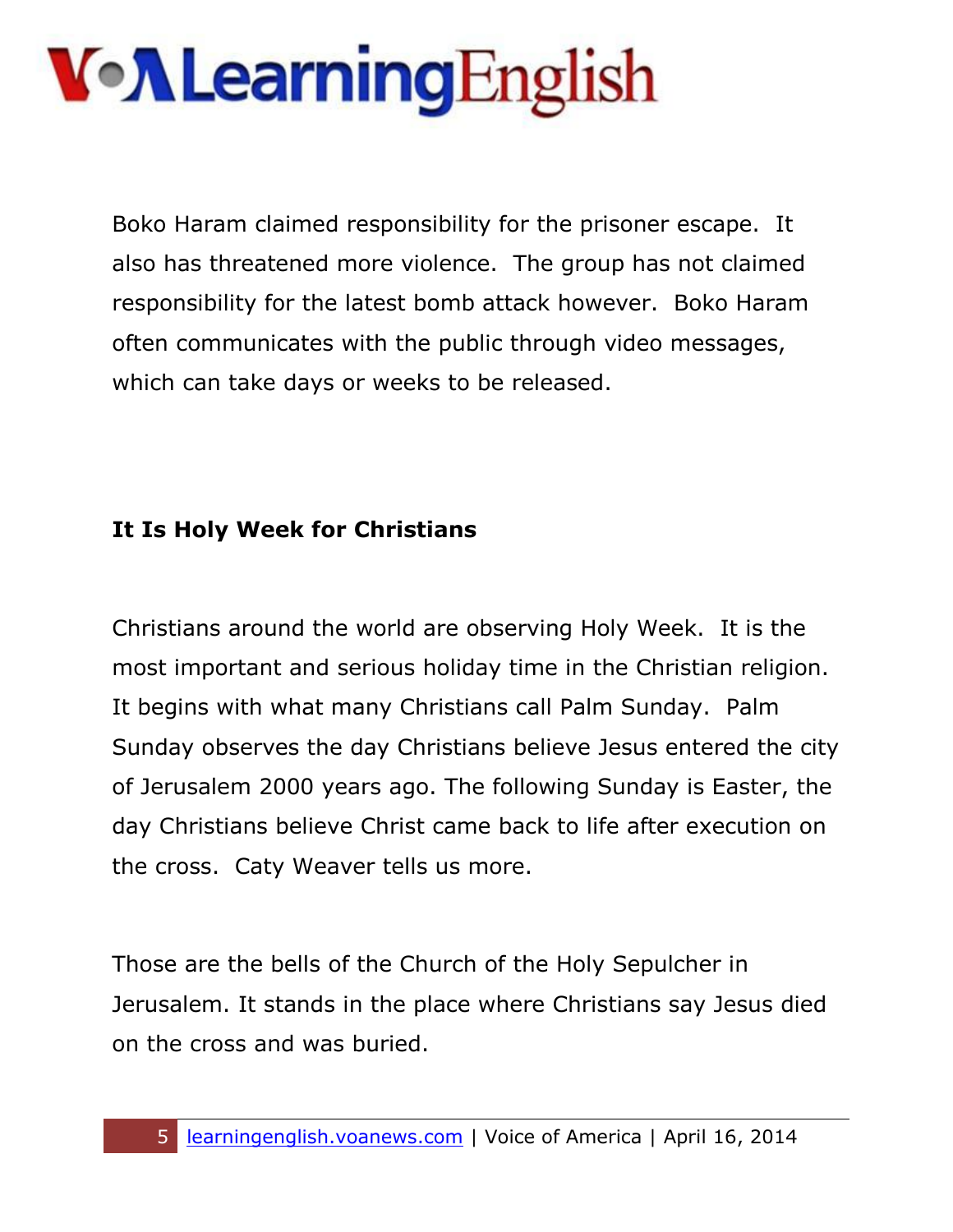Boko Haram claimed responsibility for the prisoner escape. It also has threatened more violence. The group has not claimed responsibility for the latest bomb attack however. Boko Haram often communicates with the public through video messages, which can take days or weeks to be released.

**It Is Holy Week for Christians**

Christians around the world are observing Holy Week. It is the most important and serious holiday time in the Christian religion. It begins with what many Christians call Palm Sunday. Palm Sunday observes the day Christians believe Jesus entered the city of Jerusalem 2000 years ago. The following Sunday is Easter, the day Christians believe Christ came back to life after execution on the cross. Caty Weaver tells us more.

Those are the bells of the Church of the Holy Sepulcher in Jerusalem. It stands in the place where Christians say Jesus died on the cross and was buried.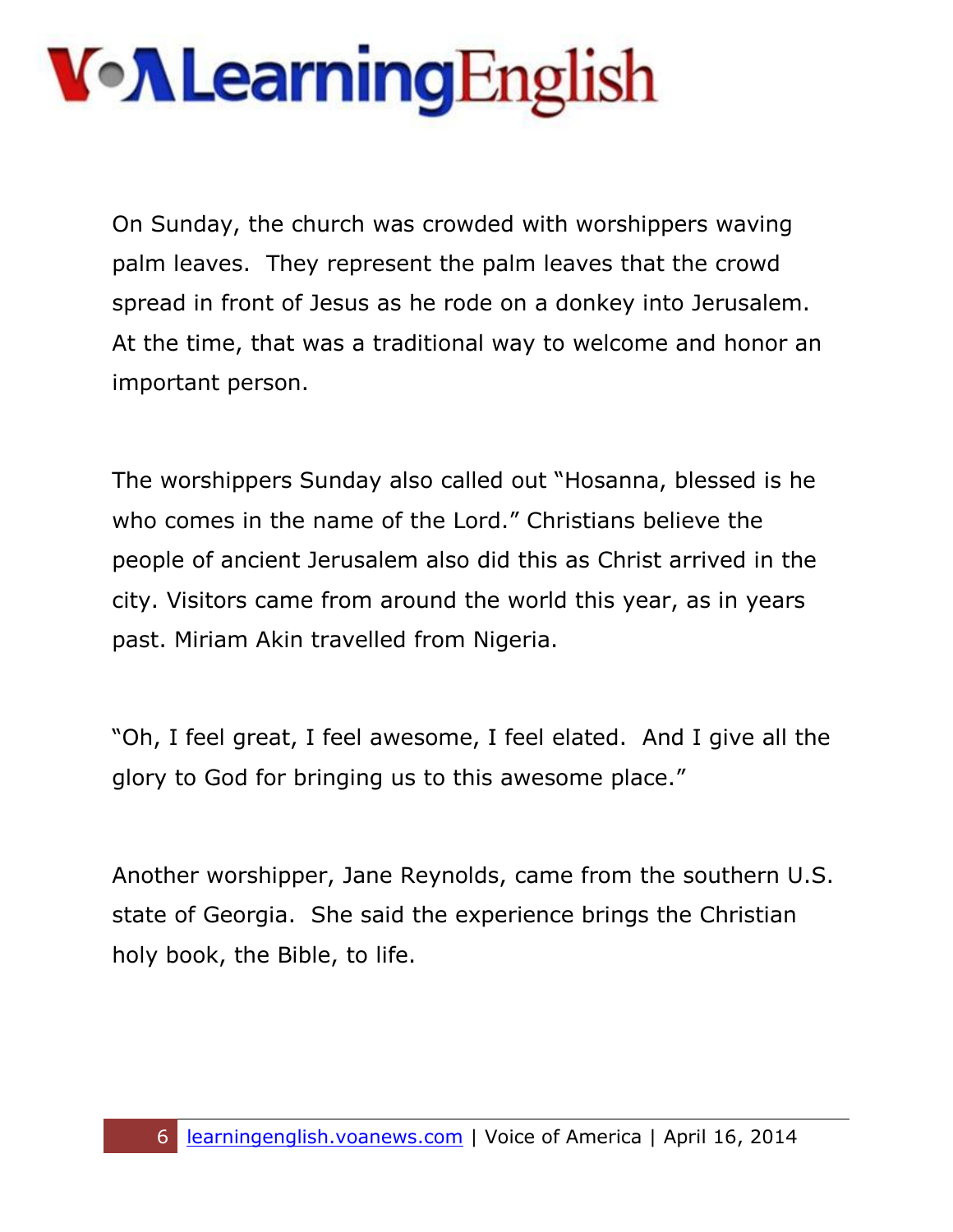On Sunday, the church was crowded with worshippers waving palm leaves. They represent the palm leaves that the crowd spread in front of Jesus as he rode on a donkey into Jerusalem. At the time, that was a traditional way to welcome and honor an important person.

The worshippers Sunday also called out "Hosanna, blessed is he who comes in the name of the Lord." Christians believe the people of ancient Jerusalem also did this as Christ arrived in the city. Visitors came from around the world this year, as in years past. Miriam Akin travelled from Nigeria.

"Oh, I feel great, I feel awesome, I feel elated. And I give all the glory to God for bringing us to this awesome place."

Another worshipper, Jane Reynolds, came from the southern U.S. state of Georgia. She said the experience brings the Christian holy book, the Bible, to life.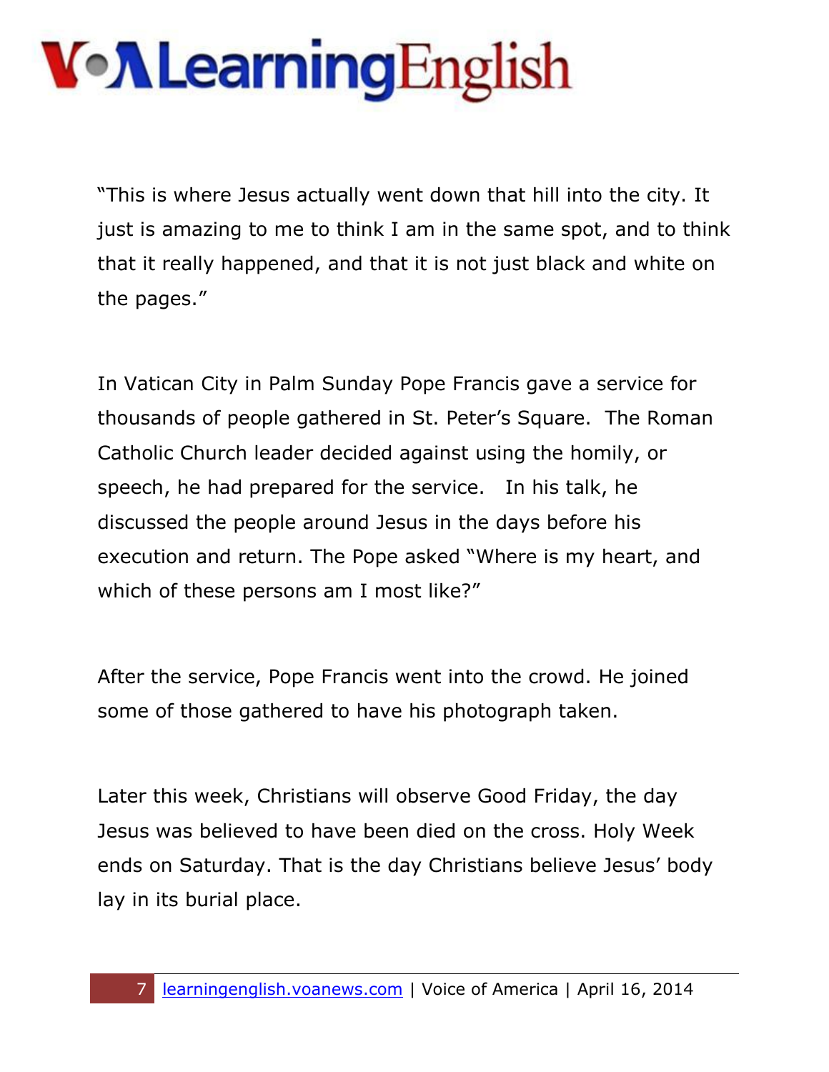"This is where Jesus actually went down that hill into the city. It just is amazing to me to think I am in the same spot, and to think that it really happened, and that it is not just black and white on the pages."

In Vatican City in Palm Sunday Pope Francis gave a service for thousands of people gathered in St. Peter's Square.  The Roman Catholic Church leader decided against using the homily, or speech, he had prepared for the service.   In his talk, he discussed the people around Jesus in the days before his execution and return. The Pope asked "Where is my heart, and which of these persons am I most like?"

After the service, Pope Francis went into the crowd. He joined some of those gathered to have his photograph taken.

Later this week, Christians will observe Good Friday, the day Jesus was believed to have been died on the cross. Holy Week ends on Saturday. That is the day Christians believe Jesus' body lay in its burial place.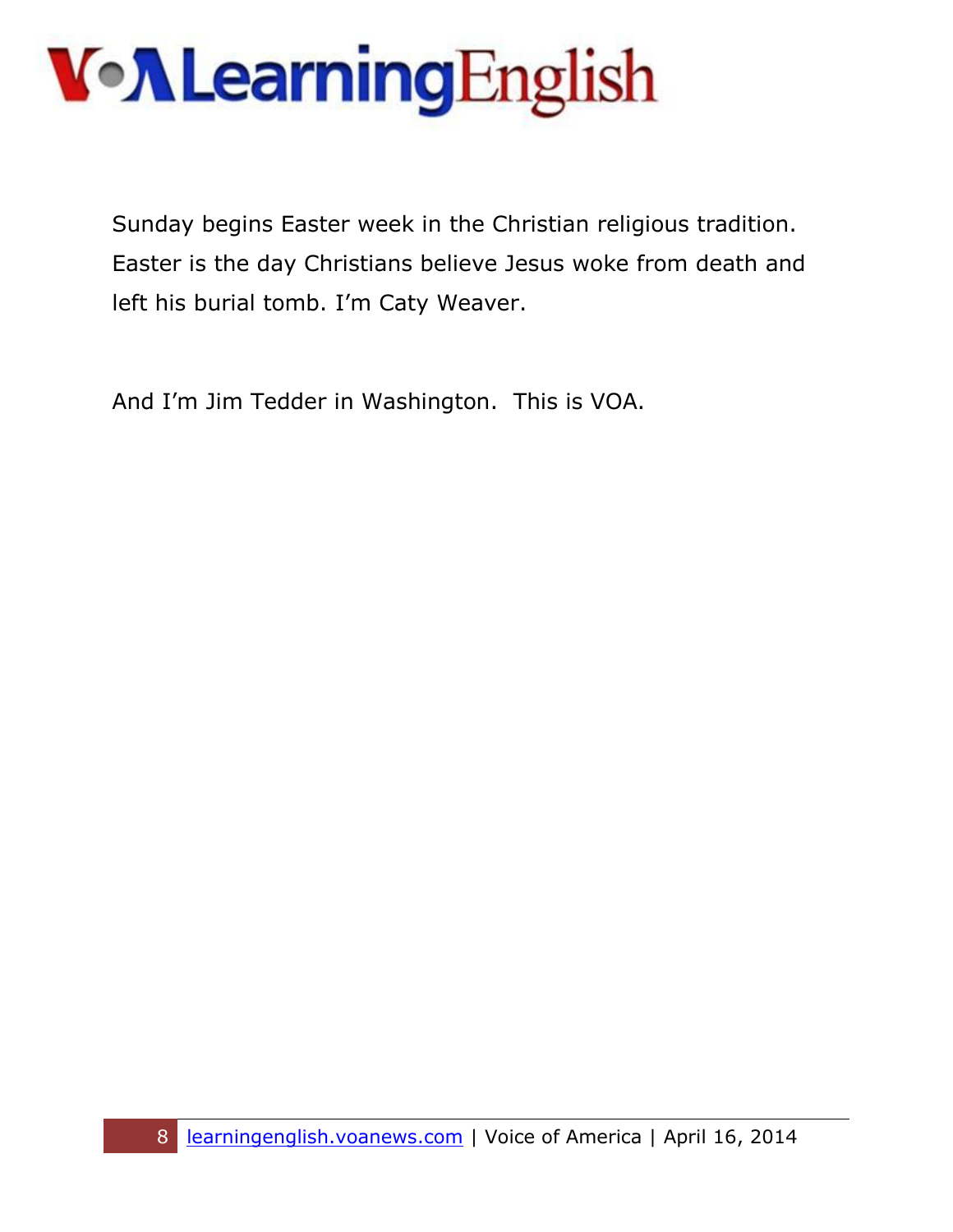Sunday begins Easter week in the Christian religious tradition. Easter is the day Christians believe Jesus woke from death and left his burial tomb. I'm Caty Weaver.

And I'm Jim Tedder in Washington. This is VOA.